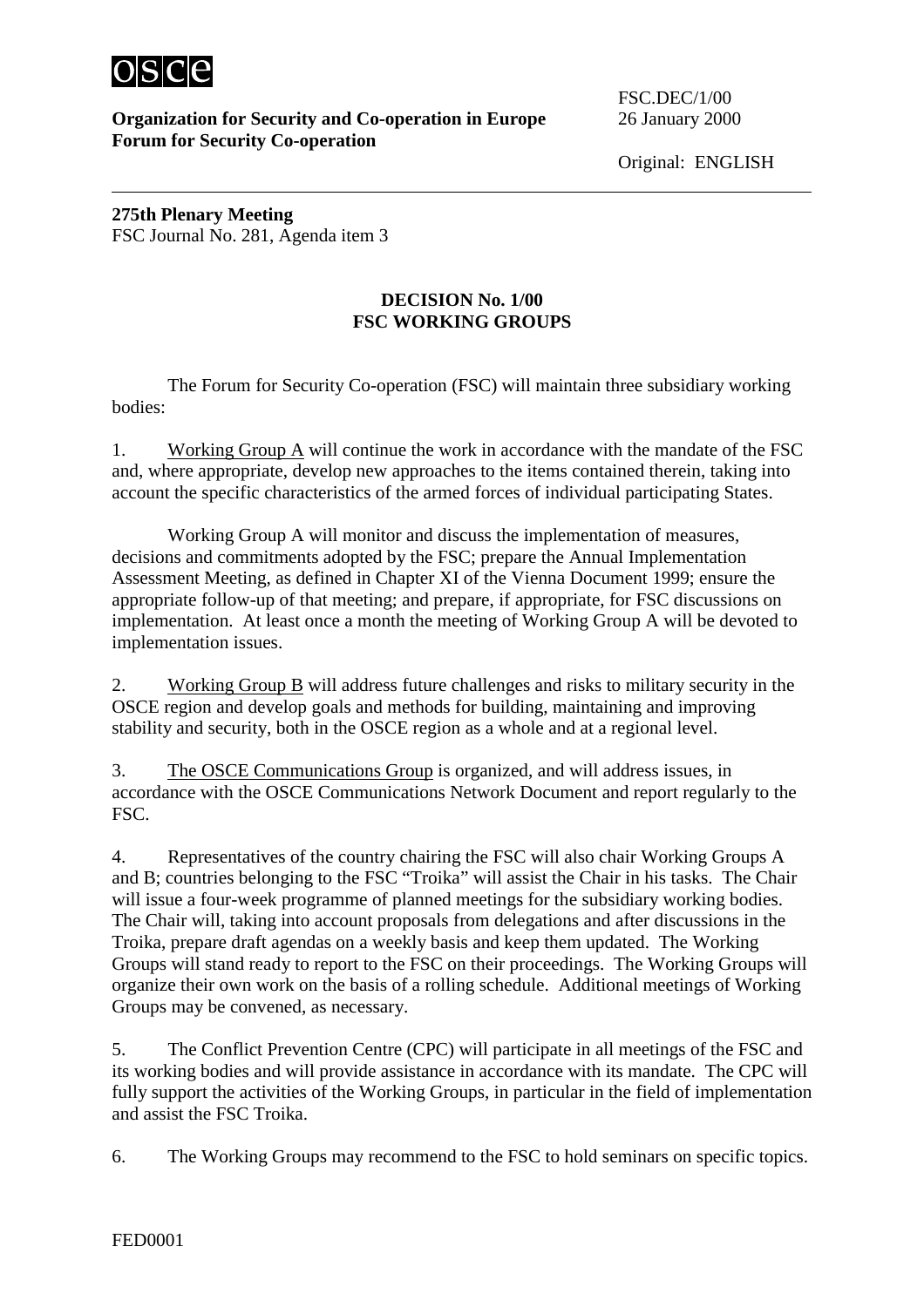osce

**Organization for Security and Co-operation in Europe**
**Forum for Security Co-operation**

FSC.DEC/1/00
26 January 2000

Original: ENGLISH

---

**275th Plenary Meeting**
FSC Journal No. 281, Agenda item 3

## DECISION No. 1/00
## FSC WORKING GROUPS

The Forum for Security Co-operation (FSC) will maintain three subsidiary working bodies:

1. Working Group A will continue the work in accordance with the mandate of the FSC and, where appropriate, develop new approaches to the items contained therein, taking into account the specific characteristics of the armed forces of individual participating States.

   Working Group A will monitor and discuss the implementation of measures, decisions and commitments adopted by the FSC; prepare the Annual Implementation Assessment Meeting, as defined in Chapter XI of the Vienna Document 1999; ensure the appropriate follow-up of that meeting; and prepare, if appropriate, for FSC discussions on implementation. At least once a month the meeting of Working Group A will be devoted to implementation issues.

2. Working Group B will address future challenges and risks to military security in the OSCE region and develop goals and methods for building, maintaining and improving stability and security, both in the OSCE region as a whole and at a regional level.

3. The OSCE Communications Group is organized, and will address issues, in accordance with the OSCE Communications Network Document and report regularly to the FSC.

4. Representatives of the country chairing the FSC will also chair Working Groups A and B; countries belonging to the FSC "Troika" will assist the Chair in his tasks. The Chair will issue a four-week programme of planned meetings for the subsidiary working bodies. The Chair will, taking into account proposals from delegations and after discussions in the Troika, prepare draft agendas on a weekly basis and keep them updated. The Working Groups will stand ready to report to the FSC on their proceedings. The Working Groups will organize their own work on the basis of a rolling schedule. Additional meetings of Working Groups may be convened, as necessary.

5. The Conflict Prevention Centre (CPC) will participate in all meetings of the FSC and its working bodies and will provide assistance in accordance with its mandate. The CPC will fully support the activities of the Working Groups, in particular in the field of implementation and assist the FSC Troika.

6. The Working Groups may recommend to the FSC to hold seminars on specific topics.

FED0001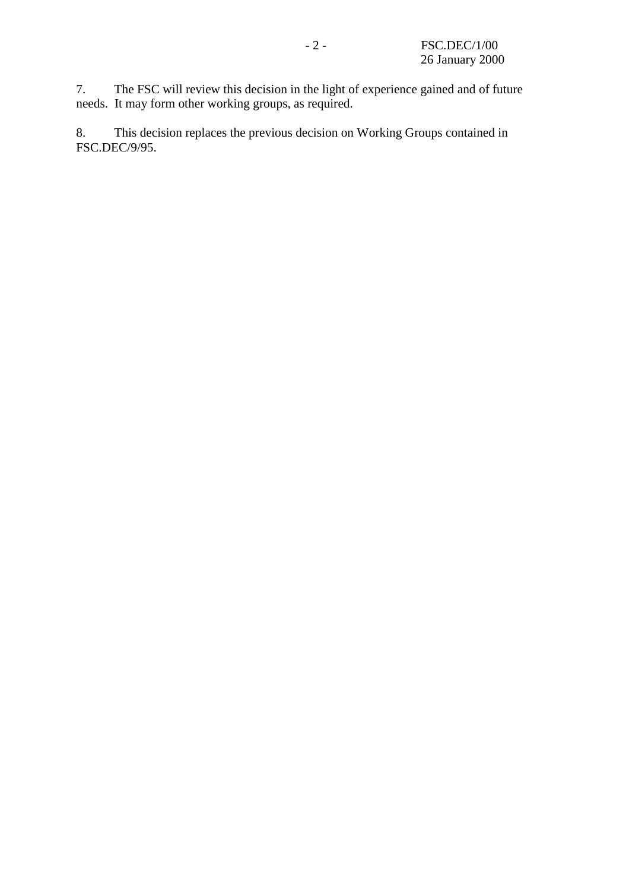7. The FSC will review this decision in the light of experience gained and of future needs. It may form other working groups, as required.

8. This decision replaces the previous decision on Working Groups contained in FSC.DEC/9/95.